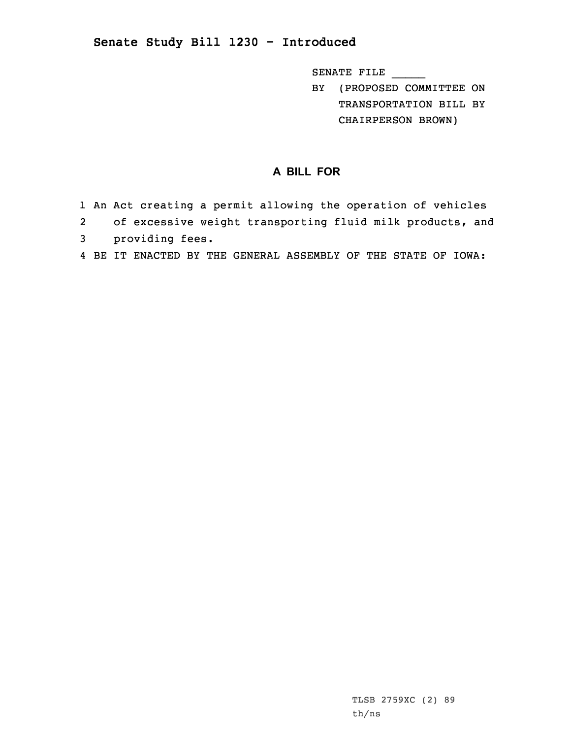# Senate Study Bill 1230 - Introduced

SENATE FILE _____

BY (PROPOSED COMMITTEE ON TRANSPORTATION BILL BY CHAIRPERSON BROWN)

## A BILL FOR

1 An Act creating a permit allowing the operation of vehicles
2 of excessive weight transporting fluid milk products, and
3 providing fees.
4 BE IT ENACTED BY THE GENERAL ASSEMBLY OF THE STATE OF IOWA:

TLSB 2759XC (2) 89
th/ns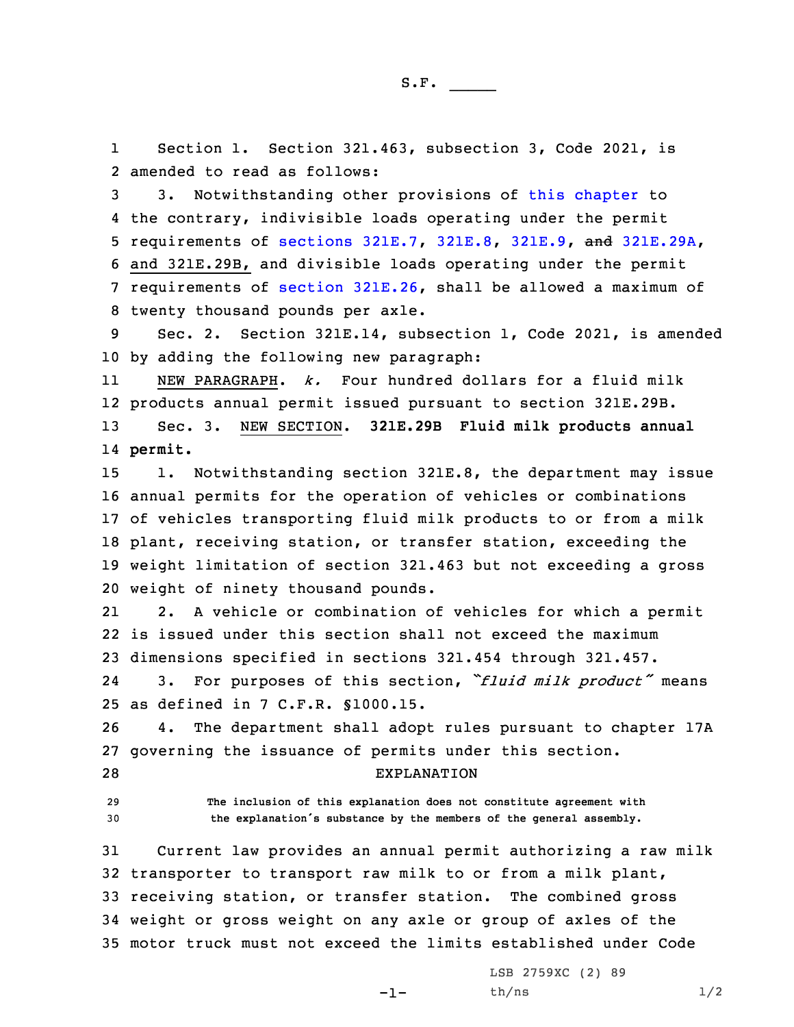S.F. _____

Section 1. Section 321.463, subsection 3, Code 2021, is amended to read as follows:

3. Notwithstanding other provisions of this chapter to the contrary, indivisible loads operating under the permit requirements of sections 321E.7, 321E.8, 321E.9, ~~and~~ 321E.29A, and 321E.29B, and divisible loads operating under the permit requirements of section 321E.26, shall be allowed a maximum of twenty thousand pounds per axle.

Sec. 2. Section 321E.14, subsection 1, Code 2021, is amended by adding the following new paragraph:

NEW PARAGRAPH. *k.* Four hundred dollars for a fluid milk products annual permit issued pursuant to section 321E.29B.

Sec. 3. NEW SECTION. **321E.29B Fluid milk products annual permit.**

1. Notwithstanding section 321E.8, the department may issue annual permits for the operation of vehicles or combinations of vehicles transporting fluid milk products to or from a milk plant, receiving station, or transfer station, exceeding the weight limitation of section 321.463 but not exceeding a gross weight of ninety thousand pounds.

2. A vehicle or combination of vehicles for which a permit is issued under this section shall not exceed the maximum dimensions specified in sections 321.454 through 321.457.

3. For purposes of this section, *"fluid milk product"* means as defined in 7 C.F.R. §1000.15.

4. The department shall adopt rules pursuant to chapter 17A governing the issuance of permits under this section.

EXPLANATION

The inclusion of this explanation does not constitute agreement with the explanation's substance by the members of the general assembly.

Current law provides an annual permit authorizing a raw milk transporter to transport raw milk to or from a milk plant, receiving station, or transfer station. The combined gross weight or gross weight on any axle or group of axles of the motor truck must not exceed the limits established under Code

LSB 2759XC (2) 89
th/ns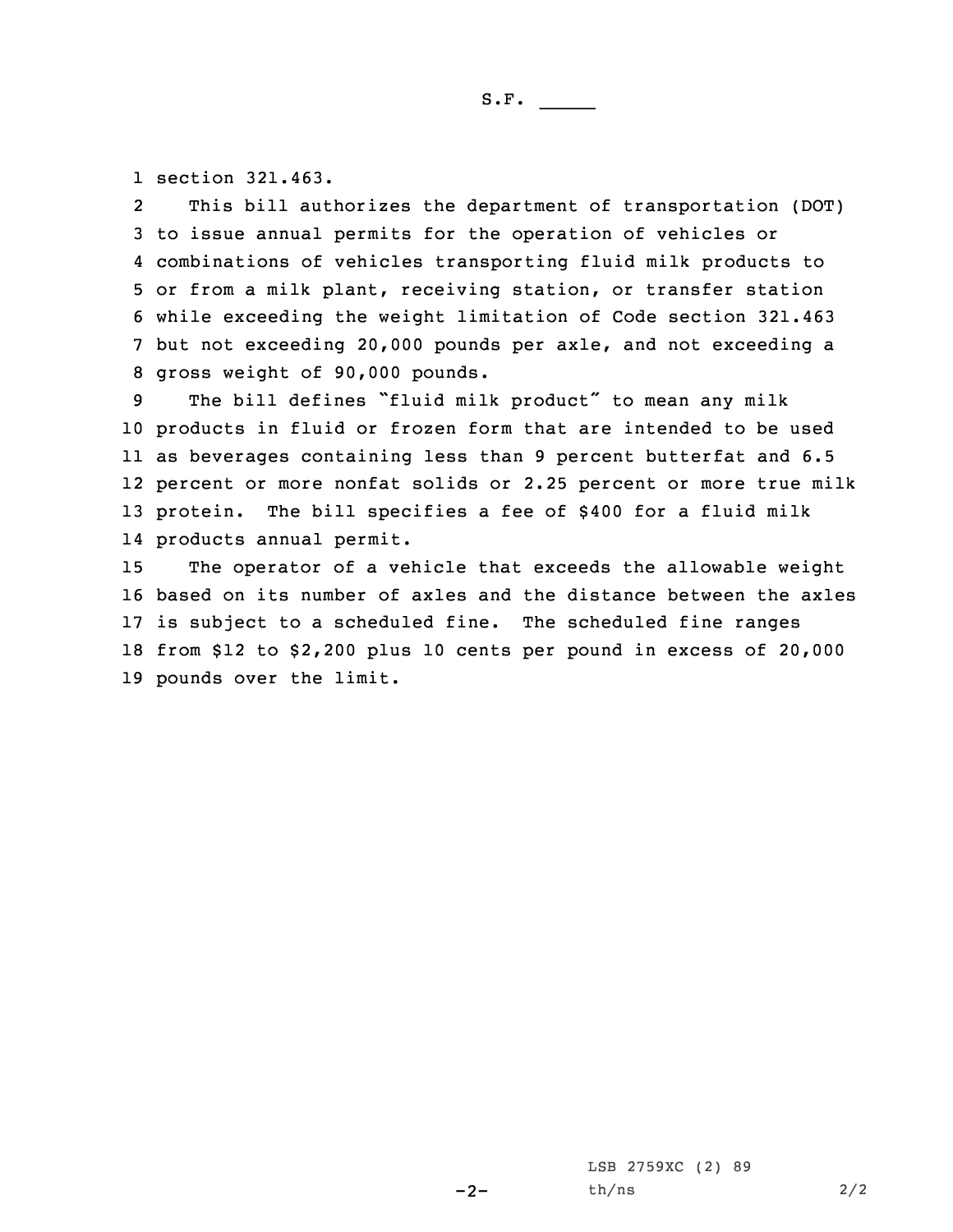section 321.463.

This bill authorizes the department of transportation (DOT) to issue annual permits for the operation of vehicles or combinations of vehicles transporting fluid milk products to or from a milk plant, receiving station, or transfer station while exceeding the weight limitation of Code section 321.463 but not exceeding 20,000 pounds per axle, and not exceeding a gross weight of 90,000 pounds.

The bill defines "fluid milk product" to mean any milk products in fluid or frozen form that are intended to be used as beverages containing less than 9 percent butterfat and 6.5 percent or more nonfat solids or 2.25 percent or more true milk protein. The bill specifies a fee of $400 for a fluid milk products annual permit.

The operator of a vehicle that exceeds the allowable weight based on its number of axles and the distance between the axles is subject to a scheduled fine. The scheduled fine ranges from $12 to $2,200 plus 10 cents per pound in excess of 20,000 pounds over the limit.

LSB 2759XC (2) 89
th/ns